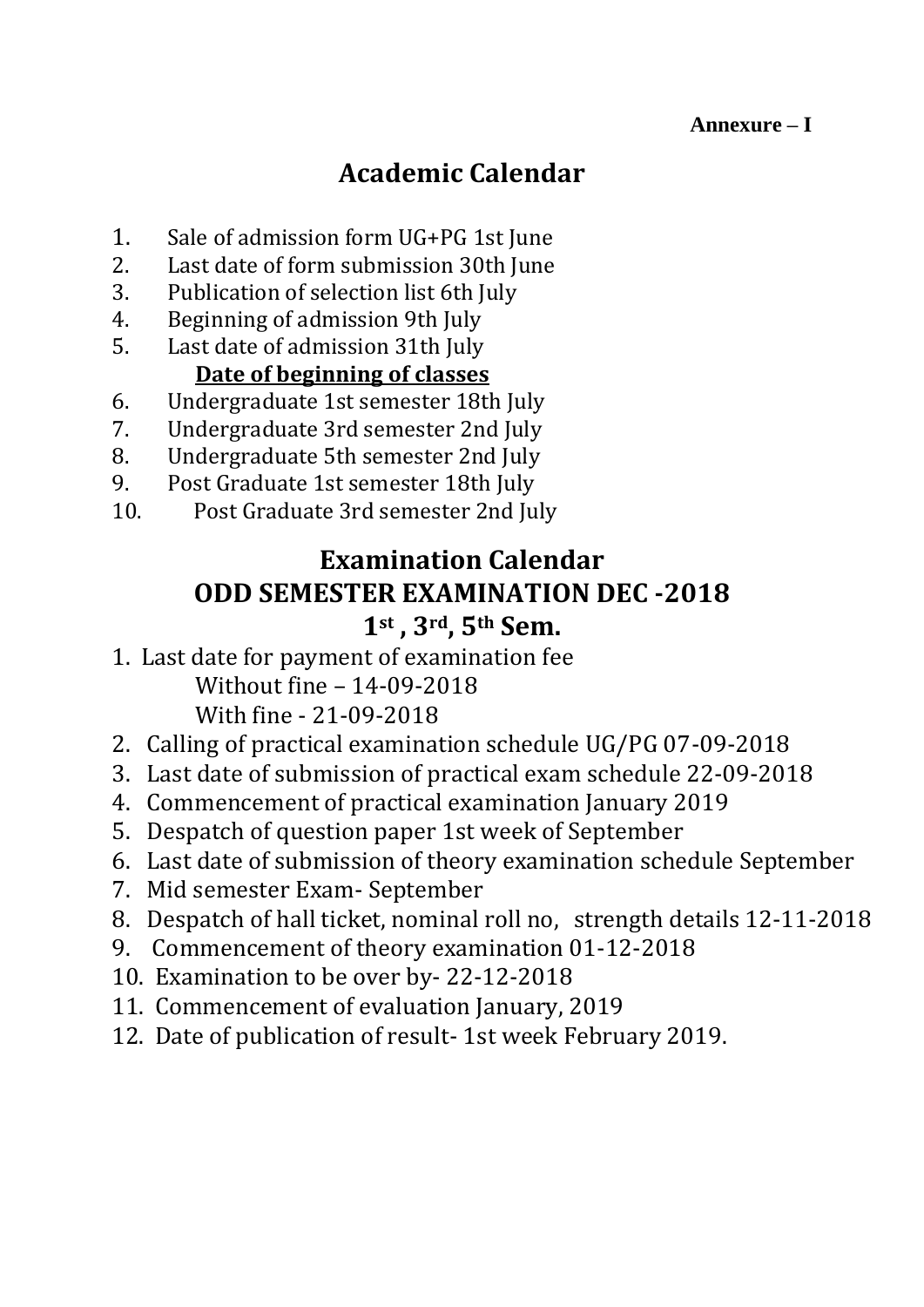**Annexure – I**

# Academic Calendar

1. Sale of admission form UG+PG 1st June
2. Last date of form submission 30th June
3. Publication of selection list 6th July
4. Beginning of admission 9th July
5. Last date of admission 31th July

**Date of beginning of classes**

6. Undergraduate 1st semester 18th July
7. Undergraduate 3rd semester 2nd July
8. Undergraduate 5th semester 2nd July
9. Post Graduate 1st semester 18th July
10. Post Graduate 3rd semester 2nd July

# Examination Calendar

## ODD SEMESTER EXAMINATION DEC -2018

## 1st , 3rd, 5th Sem.

1. Last date for payment of examination fee
   Without fine – 14-09-2018
   With fine - 21-09-2018
2. Calling of practical examination schedule UG/PG 07-09-2018
3. Last date of submission of practical exam schedule 22-09-2018
4. Commencement of practical examination January 2019
5. Despatch of question paper 1st week of September
6. Last date of submission of theory examination schedule September
7. Mid semester Exam- September
8. Despatch of hall ticket, nominal roll no, strength details 12-11-2018
9. Commencement of theory examination 01-12-2018
10. Examination to be over by- 22-12-2018
11. Commencement of evaluation January, 2019
12. Date of publication of result- 1st week February 2019.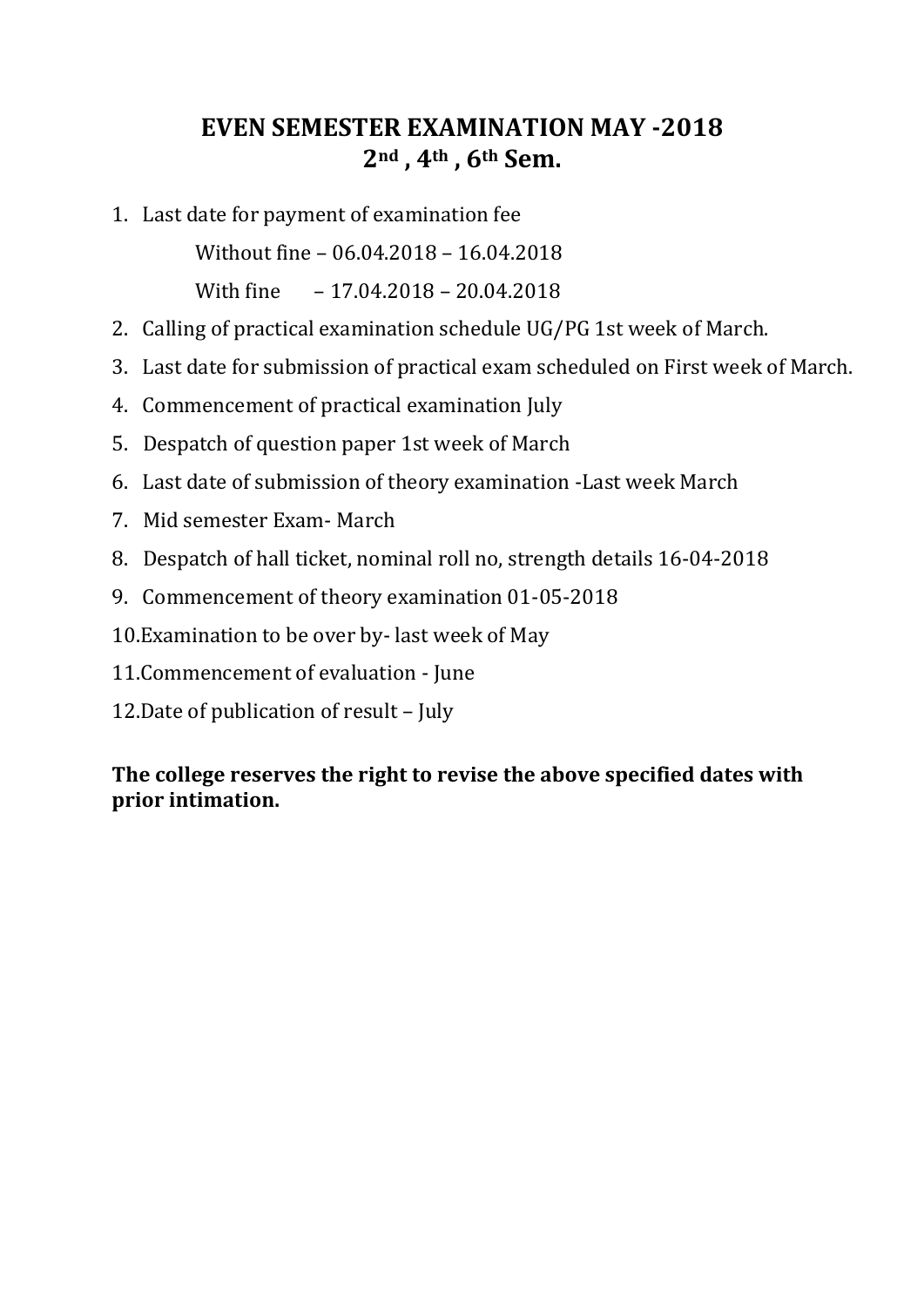# EVEN SEMESTER EXAMINATION MAY -2018
## 2nd , 4th , 6th Sem.

1. Last date for payment of examination fee

    Without fine – 06.04.2018 – 16.04.2018

    With fine – 17.04.2018 – 20.04.2018

2. Calling of practical examination schedule UG/PG 1st week of March.
3. Last date for submission of practical exam scheduled on First week of March.
4. Commencement of practical examination July
5. Despatch of question paper 1st week of March
6. Last date of submission of theory examination -Last week March
7. Mid semester Exam- March
8. Despatch of hall ticket, nominal roll no, strength details 16-04-2018
9. Commencement of theory examination 01-05-2018
10. Examination to be over by- last week of May
11. Commencement of evaluation - June
12. Date of publication of result – July

**The college reserves the right to revise the above specified dates with prior intimation.**